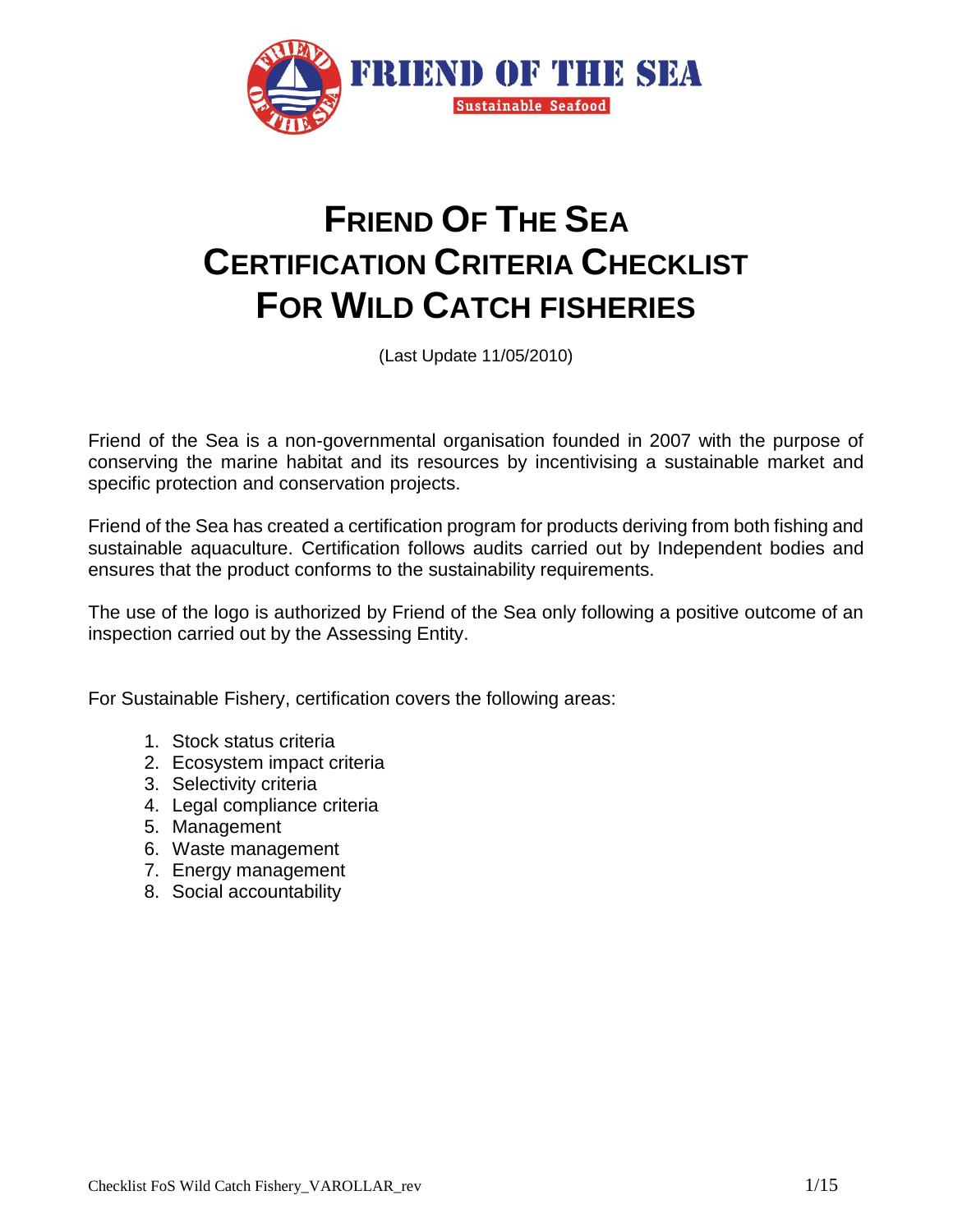# FRIEND OF THE SEA CERTIFICATION CRITERIA CHECKLIST FOR WILD CATCH FISHERIES

(Last Update 11/05/2010)

Friend of the Sea is a non-governmental organisation founded in 2007 with the purpose of conserving the marine habitat and its resources by incentivising a sustainable market and specific protection and conservation projects.

Friend of the Sea has created a certification program for products deriving from both fishing and sustainable aquaculture. Certification follows audits carried out by Independent bodies and ensures that the product conforms to the sustainability requirements.

The use of the logo is authorized by Friend of the Sea only following a positive outcome of an inspection carried out by the Assessing Entity.

For Sustainable Fishery, certification covers the following areas:

1. Stock status criteria
2. Ecosystem impact criteria
3. Selectivity criteria
4. Legal compliance criteria
5. Management
6. Waste management
7. Energy management
8. Social accountability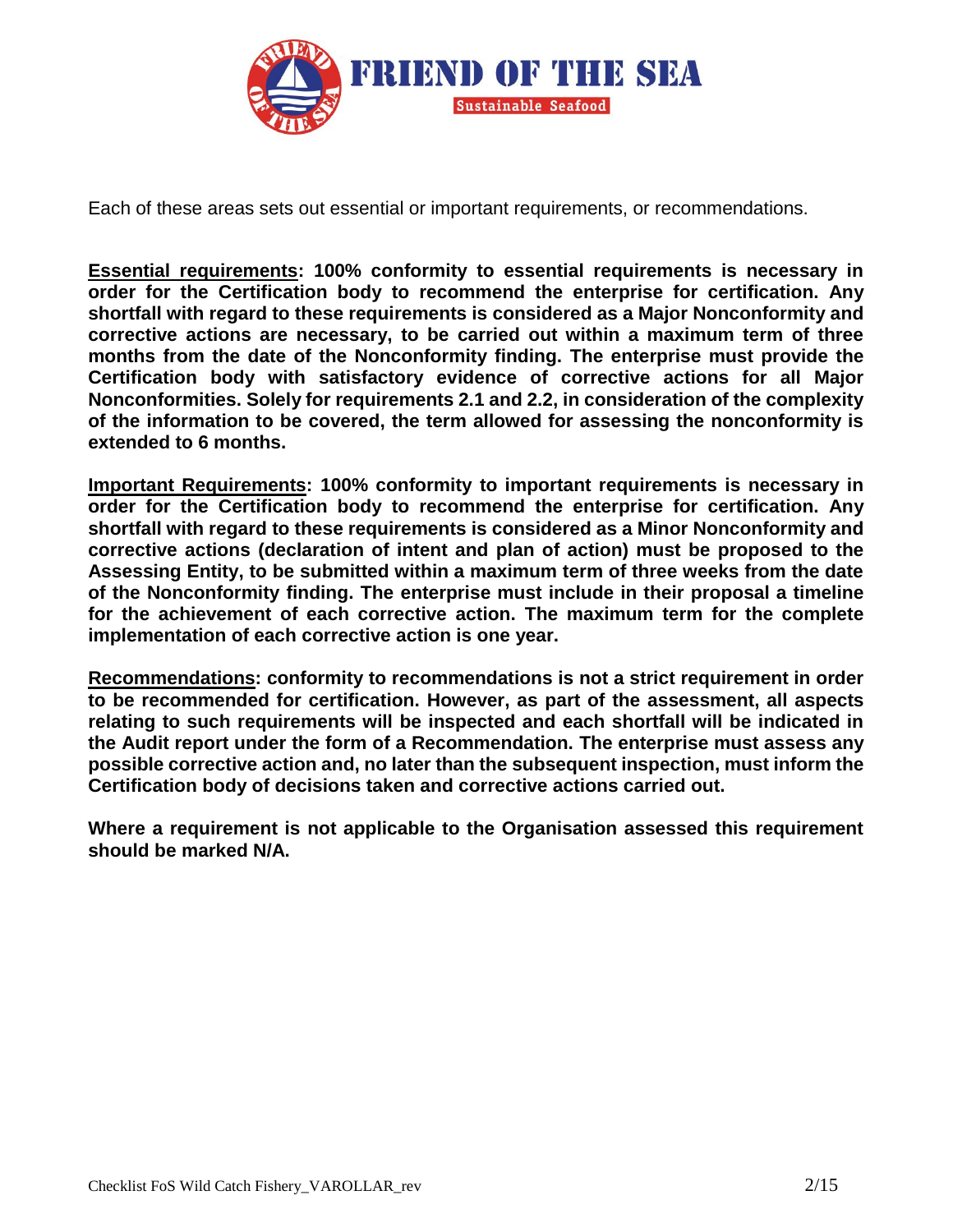Each of these areas sets out essential or important requirements, or recommendations.

**<u>Essential requirements</u>: 100% conformity to essential requirements is necessary in order for the Certification body to recommend the enterprise for certification. Any shortfall with regard to these requirements is considered as a Major Nonconformity and corrective actions are necessary, to be carried out within a maximum term of three months from the date of the Nonconformity finding. The enterprise must provide the Certification body with satisfactory evidence of corrective actions for all Major Nonconformities. Solely for requirements 2.1 and 2.2, in consideration of the complexity of the information to be covered, the term allowed for assessing the nonconformity is extended to 6 months.**

**<u>Important Requirements</u>: 100% conformity to important requirements is necessary in order for the Certification body to recommend the enterprise for certification. Any shortfall with regard to these requirements is considered as a Minor Nonconformity and corrective actions (declaration of intent and plan of action) must be proposed to the Assessing Entity, to be submitted within a maximum term of three weeks from the date of the Nonconformity finding. The enterprise must include in their proposal a timeline for the achievement of each corrective action. The maximum term for the complete implementation of each corrective action is one year.**

**<u>Recommendations</u>: conformity to recommendations is not a strict requirement in order to be recommended for certification. However, as part of the assessment, all aspects relating to such requirements will be inspected and each shortfall will be indicated in the Audit report under the form of a Recommendation. The enterprise must assess any possible corrective action and, no later than the subsequent inspection, must inform the Certification body of decisions taken and corrective actions carried out.**

**Where a requirement is not applicable to the Organisation assessed this requirement should be marked N/A.**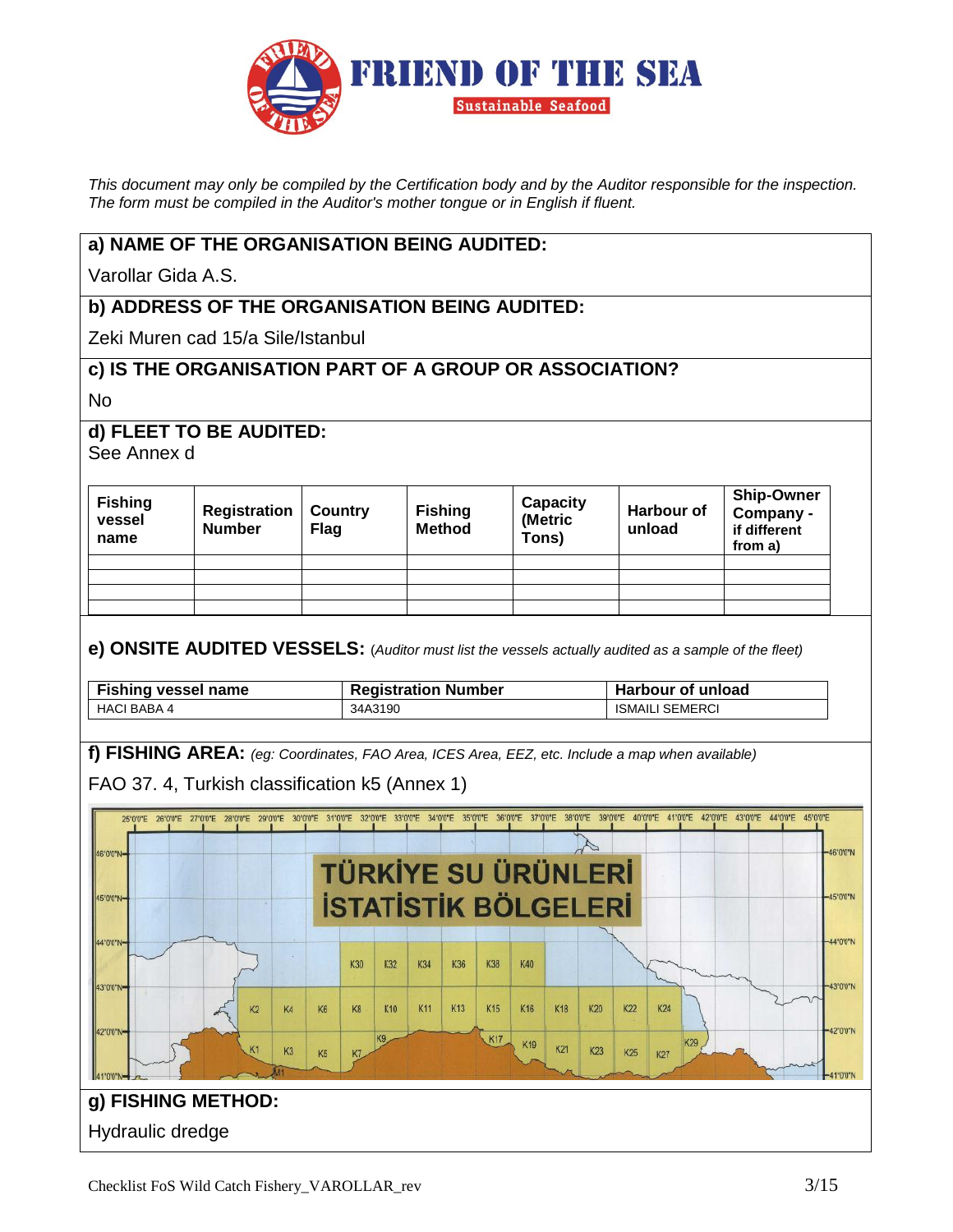*This document may only be compiled by the Certification body and by the Auditor responsible for the inspection. The form must be compiled in the Auditor's mother tongue or in English if fluent.*

**a) NAME OF THE ORGANISATION BEING AUDITED:**

Varollar Gida A.S.

**b) ADDRESS OF THE ORGANISATION BEING AUDITED:**

Zeki Muren cad 15/a Sile/Istanbul

**c) IS THE ORGANISATION PART OF A GROUP OR ASSOCIATION?**

No

**d) FLEET TO BE AUDITED:**

See Annex d

| Fishing vessel name | Registration Number | Country Flag | Fishing Method | Capacity (Metric Tons) | Harbour of unload | Ship-Owner Company - if different from a) |
|---|---|---|---|---|---|---|
| | | | | | | |
| | | | | | | |
| | | | | | | |
| | | | | | | |

**e) ONSITE AUDITED VESSELS:** (*Auditor must list the vessels actually audited as a sample of the fleet*)

| Fishing vessel name | Registration Number | Harbour of unload |
|---|---|---|
| HACI BABA 4 | 34A3190 | ISMAILI SEMERCI |

**f) FISHING AREA:** *(eg: Coordinates, FAO Area, ICES Area, EEZ, etc. Include a map when available)*

FAO 37. 4, Turkish classification k5 (Annex 1)

**g) FISHING METHOD:**

Hydraulic dredge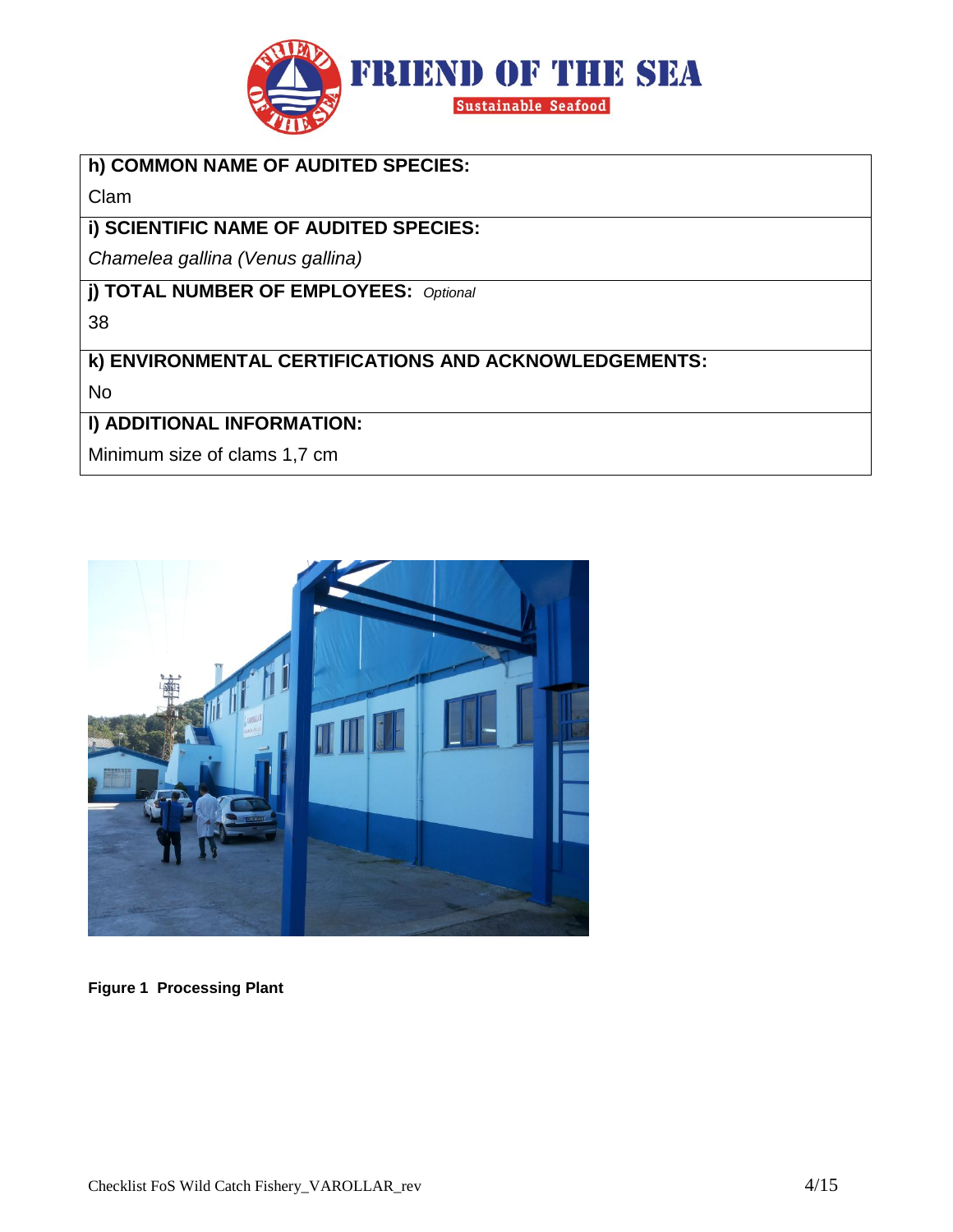| **h) COMMON NAME OF AUDITED SPECIES:** |
|---|
| Clam |
| **i) SCIENTIFIC NAME OF AUDITED SPECIES:** |
| *Chamelea gallina (Venus gallina)* |
| **j) TOTAL NUMBER OF EMPLOYEES:** *Optional* |
| 38 |
| **k) ENVIRONMENTAL CERTIFICATIONS AND ACKNOWLEDGEMENTS:** |
| No |
| **l) ADDITIONAL INFORMATION:** |
| Minimum size of clams 1,7 cm |

**Figure 1 Processing Plant**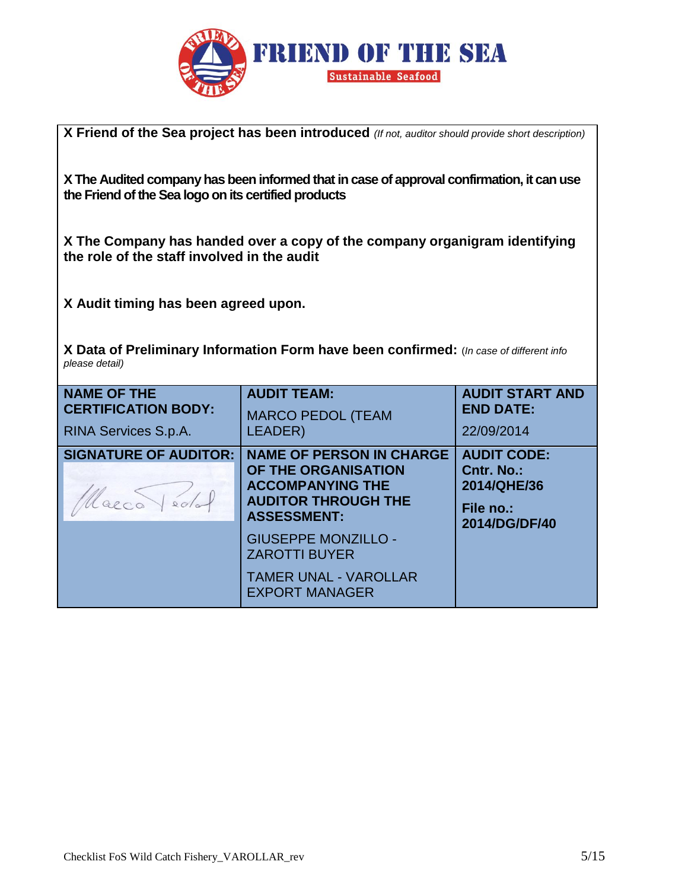**X Friend of the Sea project has been introduced** *(If not, auditor should provide short description)*

**X The Audited company has been informed that in case of approval confirmation, it can use the Friend of the Sea logo on its certified products**

**X The Company has handed over a copy of the company organigram identifying the role of the staff involved in the audit**

**X Audit timing has been agreed upon.**

**X Data of Preliminary Information Form have been confirmed:** (*In case of different info please detail)*

| **NAME OF THE CERTIFICATION BODY:** RINA Services S.p.A. | **AUDIT TEAM:** MARCO PEDOL (TEAM LEADER) | **AUDIT START AND END DATE:** 22/09/2014 |
|---|---|---|
| **SIGNATURE OF AUDITOR:** Marco Pedol | **NAME OF PERSON IN CHARGE OF THE ORGANISATION ACCOMPANYING THE AUDITOR THROUGH THE ASSESSMENT:** GIUSEPPE MONZILLO - ZAROTTI BUYER; TAMER UNAL - VAROLLAR EXPORT MANAGER | **AUDIT CODE:** **Cntr. No.: 2014/QHE/36** **File no.: 2014/DG/DF/40** |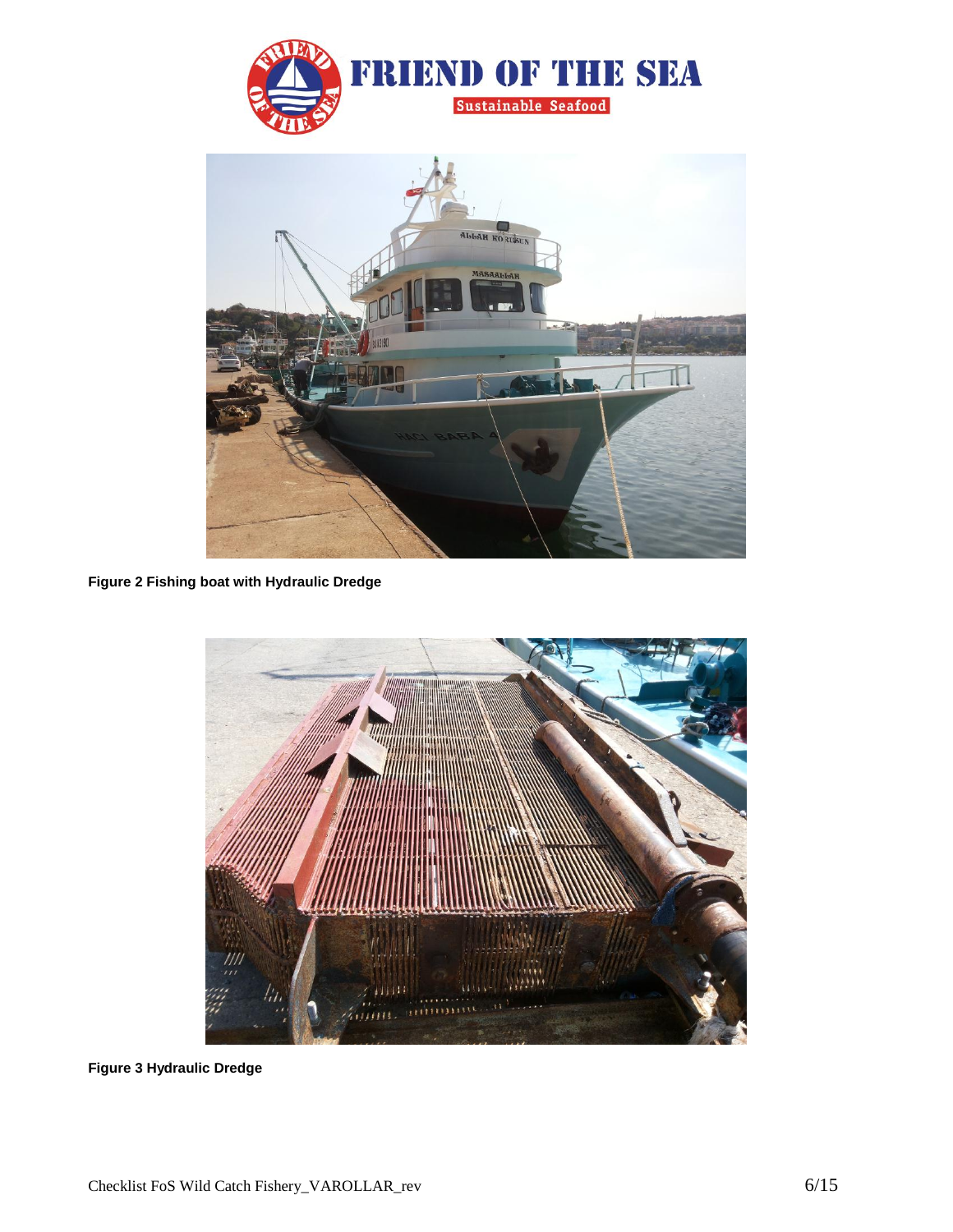Figure 2 Fishing boat with Hydraulic Dredge

Figure 3 Hydraulic Dredge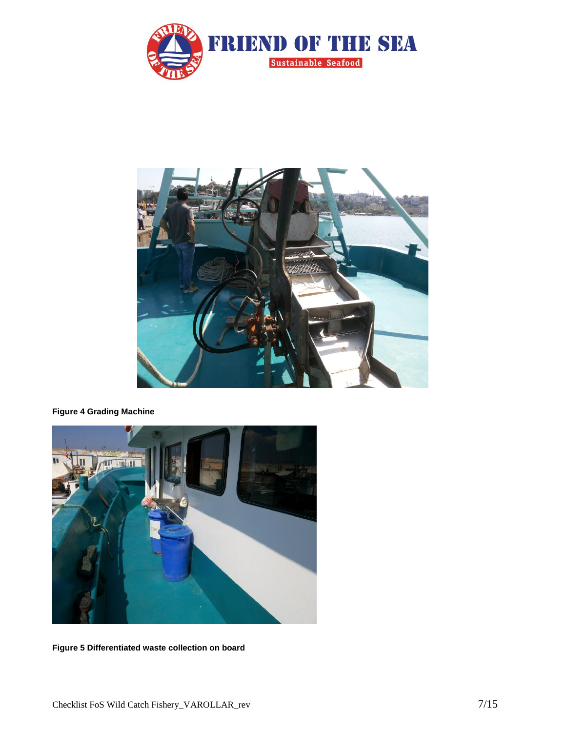**Figure 4 Grading Machine**

**Figure 5 Differentiated waste collection on board**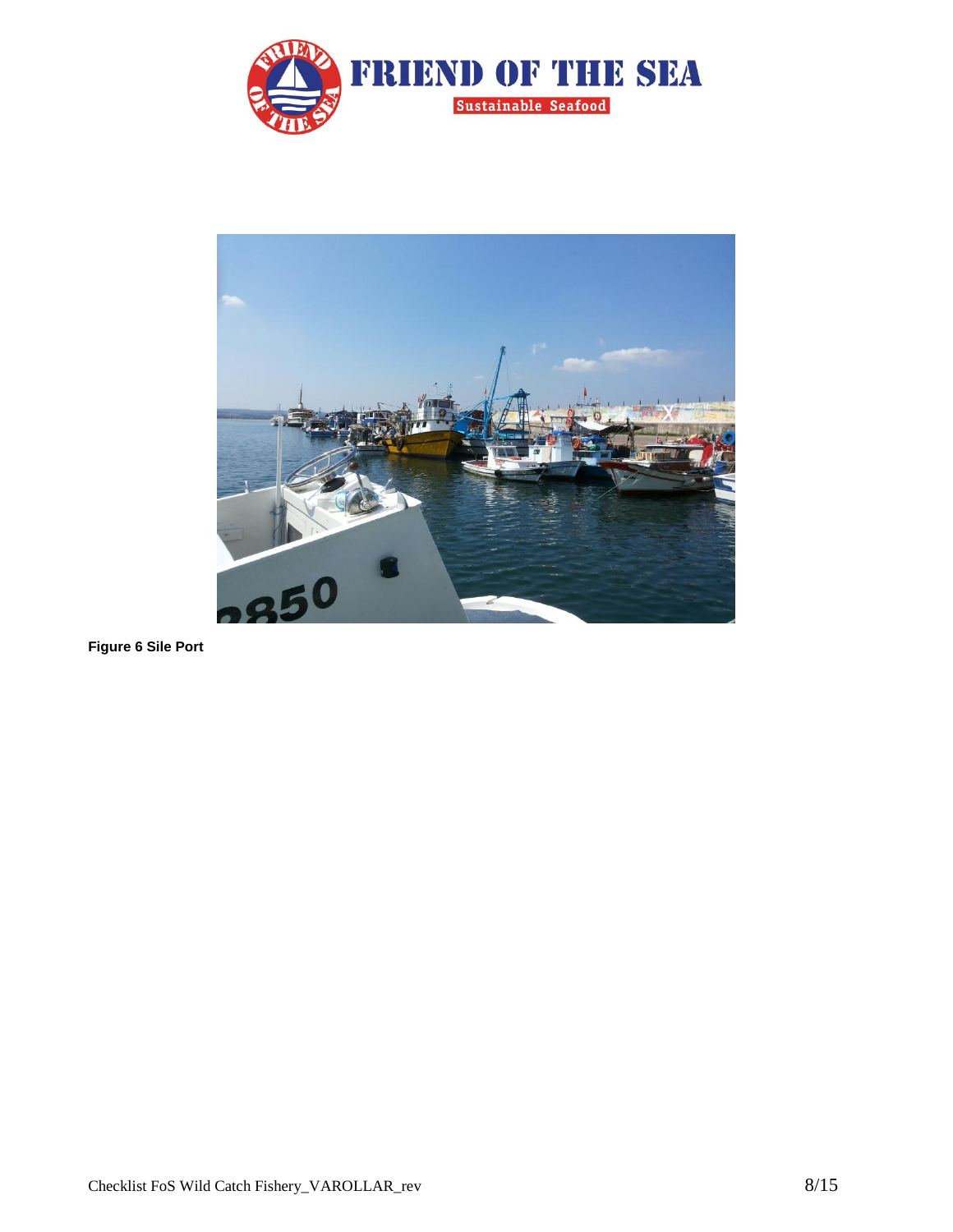**Figure 6 Sile Port**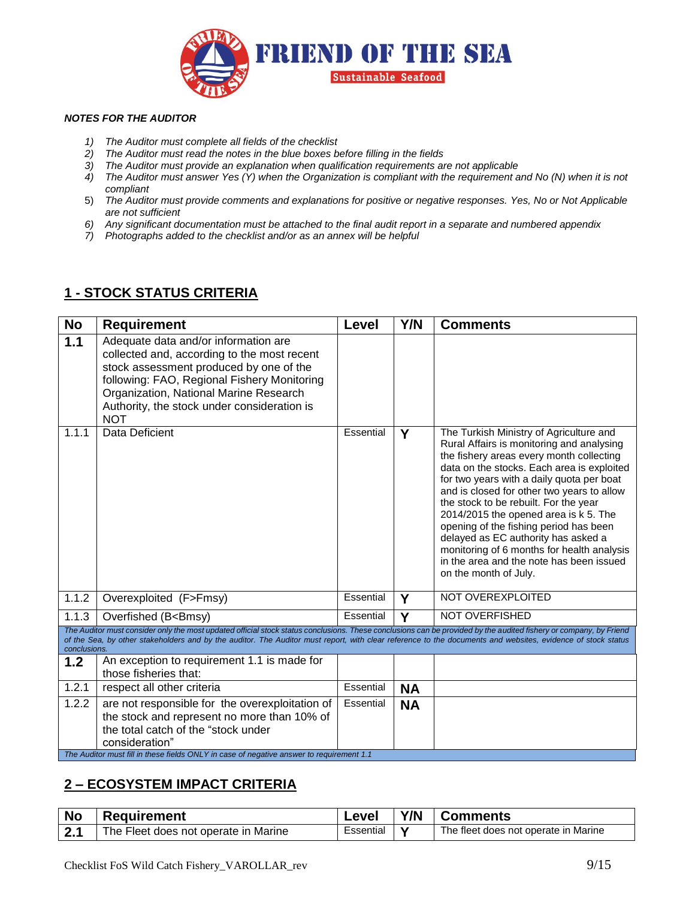FRIEND OF THE SEA
Sustainable Seafood

***NOTES FOR THE AUDITOR***

1) *The Auditor must complete all fields of the checklist*
2) *The Auditor must read the notes in the blue boxes before filling in the fields*
3) *The Auditor must provide an explanation when qualification requirements are not applicable*
4) *The Auditor must answer Yes (Y) when the Organization is compliant with the requirement and No (N) when it is not compliant*
5) *The Auditor must provide comments and explanations for positive or negative responses. Yes, No or Not Applicable are not sufficient*
6) *Any significant documentation must be attached to the final audit report in a separate and numbered appendix*
7) *Photographs added to the checklist and/or as an annex will be helpful*

## 1 - STOCK STATUS CRITERIA

| No | Requirement | Level | Y/N | Comments |
|---|---|---|---|---|
| **1.1** | Adequate data and/or information are collected and, according to the most recent stock assessment produced by one of the following: FAO, Regional Fishery Monitoring Organization, National Marine Research Authority, the stock under consideration is NOT | | | |
| 1.1.1 | Data Deficient | Essential | **Y** | The Turkish Ministry of Agriculture and Rural Affairs is monitoring and analysing the fishery areas every month collecting data on the stocks. Each area is exploited for two years with a daily quota per boat and is closed for other two years to allow the stock to be rebuilt. For the year 2014/2015 the opened area is k 5. The opening of the fishing period has been delayed as EC authority has asked a monitoring of 6 months for health analysis in the area and the note has been issued on the month of July. |
| 1.1.2 | Overexploited (F>Fmsy) | Essential | **Y** | NOT OVEREXPLOITED |
| 1.1.3 | Overfished (B<Bmsy) | Essential | **Y** | NOT OVERFISHED |
| *The Auditor must consider only the most updated official stock status conclusions. These conclusions can be provided by the audited fishery or company, by Friend of the Sea, by other stakeholders and by the auditor. The Auditor must report, with clear reference to the documents and websites, evidence of stock status conclusions.* | | | | |
| **1.2** | An exception to requirement 1.1 is made for those fisheries that: | | | |
| 1.2.1 | respect all other criteria | Essential | **NA** | |
| 1.2.2 | are not responsible for the overexploitation of the stock and represent no more than 10% of the total catch of the "stock under consideration" | Essential | **NA** | |
| *The Auditor must fill in these fields ONLY in case of negative answer to requirement 1.1* | | | | |

## 2 – ECOSYSTEM IMPACT CRITERIA

| No | Requirement | Level | Y/N | Comments |
|---|---|---|---|---|
| **2.1** | The Fleet does not operate in Marine | Essential | **Y** | The fleet does not operate in Marine |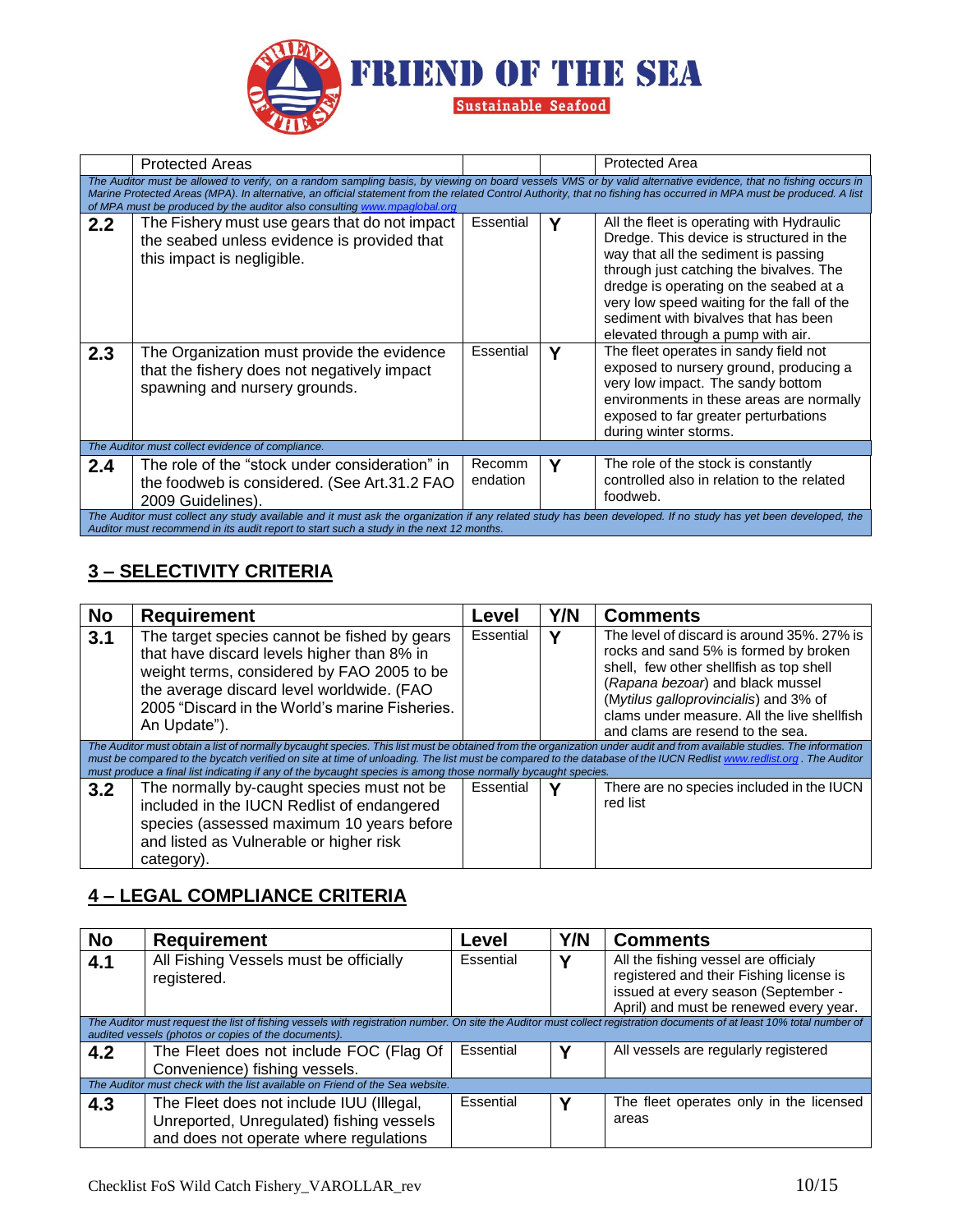| No | Requirement | Level | Y/N | Comments |
|---|---|---|---|---|
| | Protected Areas | | | Protected Area |
| *The Auditor must be allowed to verify, on a random sampling basis, by viewing on board vessels VMS or by valid alternative evidence, that no fishing occurs in Marine Protected Areas (MPA). In alternative, an official statement from the related Control Authority, that no fishing has occurred in MPA must be produced. A list of MPA must be produced by the auditor also consulting www.mpaglobal.org* | | | | |
| **2.2** | The Fishery must use gears that do not impact the seabed unless evidence is provided that this impact is negligible. | Essential | **Y** | All the fleet is operating with Hydraulic Dredge. This device is structured in the way that all the sediment is passing through just catching the bivalves. The dredge is operating on the seabed at a very low speed waiting for the fall of the sediment with bivalves that has been elevated through a pump with air. |
| **2.3** | The Organization must provide the evidence that the fishery does not negatively impact spawning and nursery grounds. | Essential | **Y** | The fleet operates in sandy field not exposed to nursery ground, producing a very low impact. The sandy bottom environments in these areas are normally exposed to far greater perturbations during winter storms. |
| *The Auditor must collect evidence of compliance.* | | | | |
| **2.4** | The role of the "stock under consideration" in the foodweb is considered. (See Art.31.2 FAO 2009 Guidelines). | Recommendation | **Y** | The role of the stock is constantly controlled also in relation to the related foodweb. |
| *The Auditor must collect any study available and it must ask the organization if any related study has been developed. If no study has yet been developed, the Auditor must recommend in its audit report to start such a study in the next 12 months.* | | | | |

## 3 – SELECTIVITY CRITERIA

| No | Requirement | Level | Y/N | Comments |
|---|---|---|---|---|
| **3.1** | The target species cannot be fished by gears that have discard levels higher than 8% in weight terms, considered by FAO 2005 to be the average discard level worldwide. (FAO 2005 "Discard in the World's marine Fisheries. An Update"). | Essential | **Y** | The level of discard is around 35%. 27% is rocks and sand 5% is formed by broken shell, few other shellfish as top shell (*Rapana bezoar*) and black mussel (*Mytilus galloprovincialis*) and 3% of clams under measure. All the live shellfish and clams are resend to the sea. |
| *The Auditor must obtain a list of normally bycaught species. This list must be obtained from the organization under audit and from available studies. The information must be compared to the bycatch verified on site at time of unloading. The list must be compared to the database of the IUCN Redlist www.redlist.org . The Auditor must produce a final list indicating if any of the bycaught species is among those normally bycaught species.* | | | | |
| **3.2** | The normally by-caught species must not be included in the IUCN Redlist of endangered species (assessed maximum 10 years before and listed as Vulnerable or higher risk category). | Essential | **Y** | There are no species included in the IUCN red list |

## 4 – LEGAL COMPLIANCE CRITERIA

| No | Requirement | Level | Y/N | Comments |
|---|---|---|---|---|
| **4.1** | All Fishing Vessels must be officially registered. | Essential | **Y** | All the fishing vessel are officialy registered and their Fishing license is issued at every season (September - April) and must be renewed every year. |
| *The Auditor must request the list of fishing vessels with registration number. On site the Auditor must collect registration documents of at least 10% total number of audited vessels (photos or copies of the documents).* | | | | |
| **4.2** | The Fleet does not include FOC (Flag Of Convenience) fishing vessels. | Essential | **Y** | All vessels are regularly registered |
| *The Auditor must check with the list available on Friend of the Sea website.* | | | | |
| **4.3** | The Fleet does not include IUU (Illegal, Unreported, Unregulated) fishing vessels and does not operate where regulations | Essential | **Y** | The fleet operates only in the licensed areas |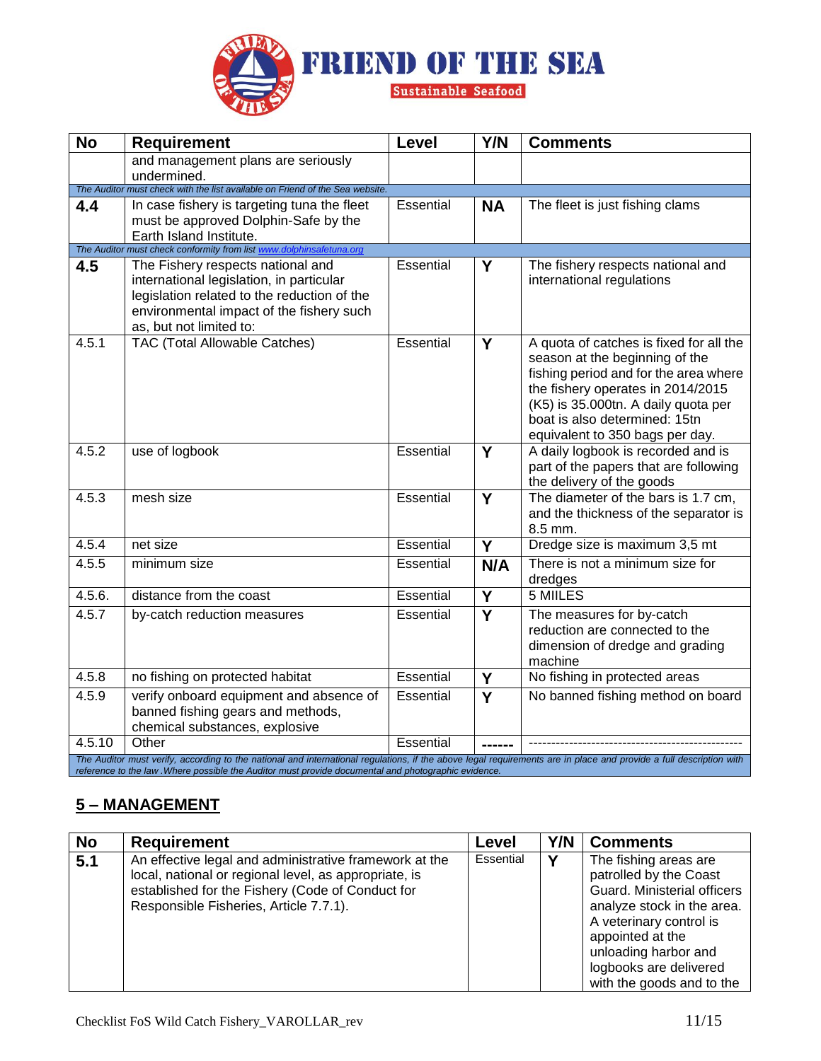| No | Requirement | Level | Y/N | Comments |
|---|---|---|---|---|
| | and management plans are seriously undermined. | | | |
| *The Auditor must check with the list available on Friend of the Sea website.* | | | | |
| **4.4** | In case fishery is targeting tuna the fleet must be approved Dolphin-Safe by the Earth Island Institute. | Essential | **NA** | The fleet is just fishing clams |
| *The Auditor must check conformity from list www.dolphinsafetuna.org* | | | | |
| **4.5** | The Fishery respects national and international legislation, in particular legislation related to the reduction of the environmental impact of the fishery such as, but not limited to: | Essential | **Y** | The fishery respects national and international regulations |
| 4.5.1 | TAC (Total Allowable Catches) | Essential | **Y** | A quota of catches is fixed for all the season at the beginning of the fishing period and for the area where the fishery operates in 2014/2015 (K5) is 35.000tn. A daily quota per boat is also determined: 15tn equivalent to 350 bags per day. |
| 4.5.2 | use of logbook | Essential | **Y** | A daily logbook is recorded and is part of the papers that are following the delivery of the goods |
| 4.5.3 | mesh size | Essential | **Y** | The diameter of the bars is 1.7 cm, and the thickness of the separator is 8.5 mm. |
| 4.5.4 | net size | Essential | **Y** | Dredge size is maximum 3,5 mt |
| 4.5.5 | minimum size | Essential | **N/A** | There is not a minimum size for dredges |
| 4.5.6. | distance from the coast | Essential | **Y** | 5 MIILES |
| 4.5.7 | by-catch reduction measures | Essential | **Y** | The measures for by-catch reduction are connected to the dimension of dredge and grading machine |
| 4.5.8 | no fishing on protected habitat | Essential | **Y** | No fishing in protected areas |
| 4.5.9 | verify onboard equipment and absence of banned fishing gears and methods, chemical substances, explosive | Essential | **Y** | No banned fishing method on board |
| 4.5.10 | Other | Essential | **------** | ------------------------------------------------ |
| *The Auditor must verify, according to the national and international regulations, if the above legal requirements are in place and provide a full description with reference to the law .Where possible the Auditor must provide documental and photographic evidence.* | | | | |

## 5 – MANAGEMENT

| No | Requirement | Level | Y/N | Comments |
|---|---|---|---|---|
| **5.1** | An effective legal and administrative framework at the local, national or regional level, as appropriate, is established for the Fishery (Code of Conduct for Responsible Fisheries, Article 7.7.1). | Essential | **Y** | The fishing areas are patrolled by the Coast Guard. Ministerial officers analyze stock in the area. A veterinary control is appointed at the unloading harbor and logbooks are delivered with the goods and to the |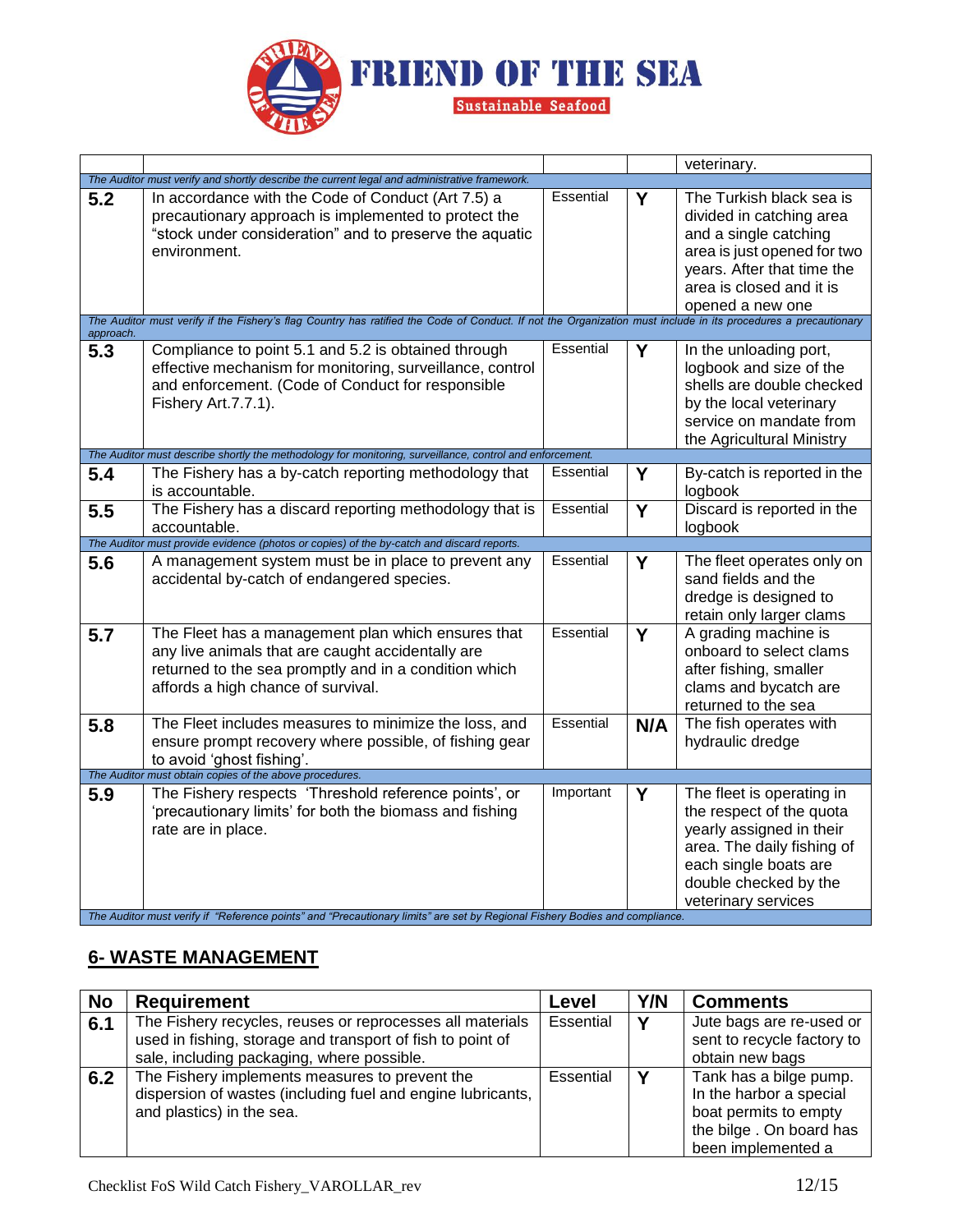| | | | | |
|---|---|---|---|---|
| | | | | veterinary. |
| *The Auditor must verify and shortly describe the current legal and administrative framework.* | | | | |
| **5.2** | In accordance with the Code of Conduct (Art 7.5) a precautionary approach is implemented to protect the "stock under consideration" and to preserve the aquatic environment. | Essential | **Y** | The Turkish black sea is divided in catching area and a single catching area is just opened for two years. After that time the area is closed and it is opened a new one |
| *The Auditor must verify if the Fishery's flag Country has ratified the Code of Conduct. If not the Organization must include in its procedures a precautionary approach.* | | | | |
| **5.3** | Compliance to point 5.1 and 5.2 is obtained through effective mechanism for monitoring, surveillance, control and enforcement. (Code of Conduct for responsible Fishery Art.7.7.1). | Essential | **Y** | In the unloading port, logbook and size of the shells are double checked by the local veterinary service on mandate from the Agricultural Ministry |
| *The Auditor must describe shortly the methodology for monitoring, surveillance, control and enforcement.* | | | | |
| **5.4** | The Fishery has a by-catch reporting methodology that is accountable. | Essential | **Y** | By-catch is reported in the logbook |
| **5.5** | The Fishery has a discard reporting methodology that is accountable. | Essential | **Y** | Discard is reported in the logbook |
| *The Auditor must provide evidence (photos or copies) of the by-catch and discard reports.* | | | | |
| **5.6** | A management system must be in place to prevent any accidental by-catch of endangered species. | Essential | **Y** | The fleet operates only on sand fields and the dredge is designed to retain only larger clams |
| **5.7** | The Fleet has a management plan which ensures that any live animals that are caught accidentally are returned to the sea promptly and in a condition which affords a high chance of survival. | Essential | **Y** | A grading machine is onboard to select clams after fishing, smaller clams and bycatch are returned to the sea |
| **5.8** | The Fleet includes measures to minimize the loss, and ensure prompt recovery where possible, of fishing gear to avoid 'ghost fishing'. | Essential | **N/A** | The fish operates with hydraulic dredge |
| *The Auditor must obtain copies of the above procedures.* | | | | |
| **5.9** | The Fishery respects 'Threshold reference points', or 'precautionary limits' for both the biomass and fishing rate are in place. | Important | **Y** | The fleet is operating in the respect of the quota yearly assigned in their area. The daily fishing of each single boats are double checked by the veterinary services |
| *The Auditor must verify if "Reference points" and "Precautionary limits" are set by Regional Fishery Bodies and compliance.* | | | | |

## 6- WASTE MANAGEMENT

| No | Requirement | Level | Y/N | Comments |
|---|---|---|---|---|
| **6.1** | The Fishery recycles, reuses or reprocesses all materials used in fishing, storage and transport of fish to point of sale, including packaging, where possible. | Essential | **Y** | Jute bags are re-used or sent to recycle factory to obtain new bags |
| **6.2** | The Fishery implements measures to prevent the dispersion of wastes (including fuel and engine lubricants, and plastics) in the sea. | Essential | **Y** | Tank has a bilge pump. In the harbor a special boat permits to empty the bilge . On board has been implemented a |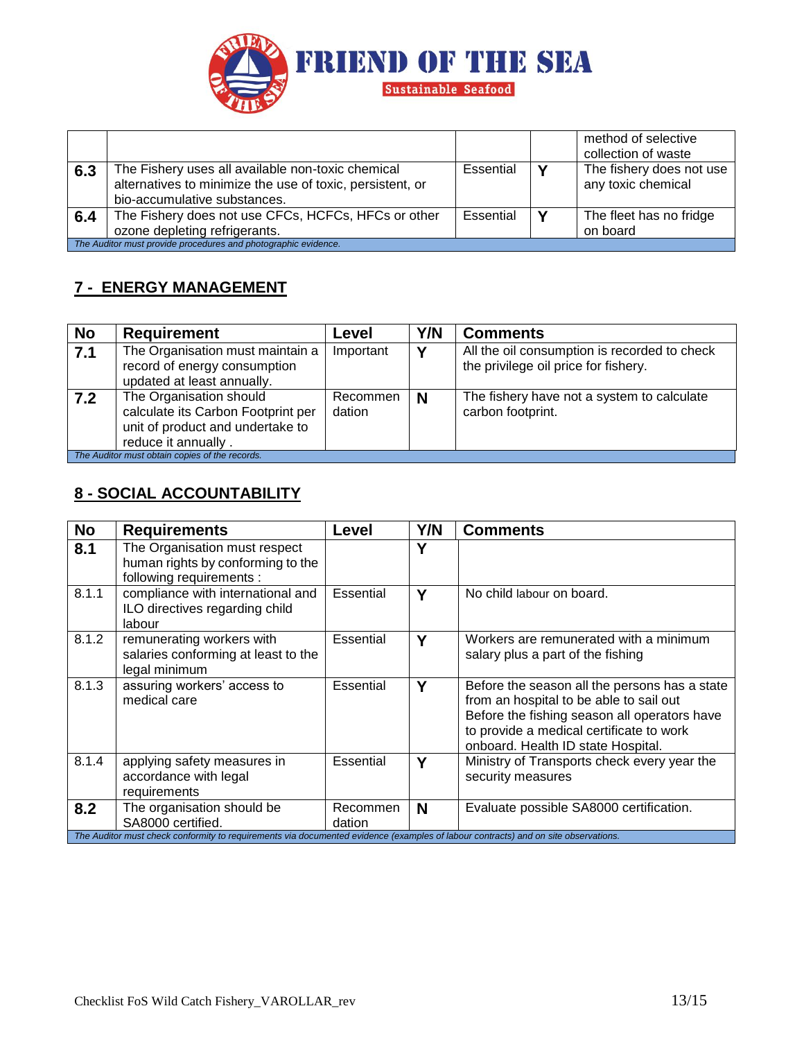| | | | | method of selective collection of waste |
|---|---|---|---|---|
| **6.3** | The Fishery uses all available non-toxic chemical alternatives to minimize the use of toxic, persistent, or bio-accumulative substances. | Essential | **Y** | The fishery does not use any toxic chemical |
| **6.4** | The Fishery does not use CFCs, HCFCs, HFCs or other ozone depleting refrigerants. | Essential | **Y** | The fleet has no fridge on board |
| *The Auditor must provide procedures and photographic evidence.* | | | | |

## 7 - ENERGY MANAGEMENT

| No | Requirement | Level | Y/N | Comments |
|---|---|---|---|---|
| **7.1** | The Organisation must maintain a record of energy consumption updated at least annually. | Important | **Y** | All the oil consumption is recorded to check the privilege oil price for fishery. |
| **7.2** | The Organisation should calculate its Carbon Footprint per unit of product and undertake to reduce it annually . | Recommendation | **N** | The fishery have not a system to calculate carbon footprint. |
| *The Auditor must obtain copies of the records.* | | | | |

## 8 - SOCIAL ACCOUNTABILITY

| No | Requirements | Level | Y/N | Comments |
|---|---|---|---|---|
| **8.1** | The Organisation must respect human rights by conforming to the following requirements : | | **Y** | |
| 8.1.1 | compliance with international and ILO directives regarding child labour | Essential | **Y** | No child labour on board. |
| 8.1.2 | remunerating workers with salaries conforming at least to the legal minimum | Essential | **Y** | Workers are remunerated with a minimum salary plus a part of the fishing |
| 8.1.3 | assuring workers' access to medical care | Essential | **Y** | Before the season all the persons has a state from an hospital to be able to sail out Before the fishing season all operators have to provide a medical certificate to work onboard. Health ID state Hospital. |
| 8.1.4 | applying safety measures in accordance with legal requirements | Essential | **Y** | Ministry of Transports check every year the security measures |
| **8.2** | The organisation should be SA8000 certified. | Recommendation | **N** | Evaluate possible SA8000 certification. |
| *The Auditor must check conformity to requirements via documented evidence (examples of labour contracts) and on site observations.* | | | | |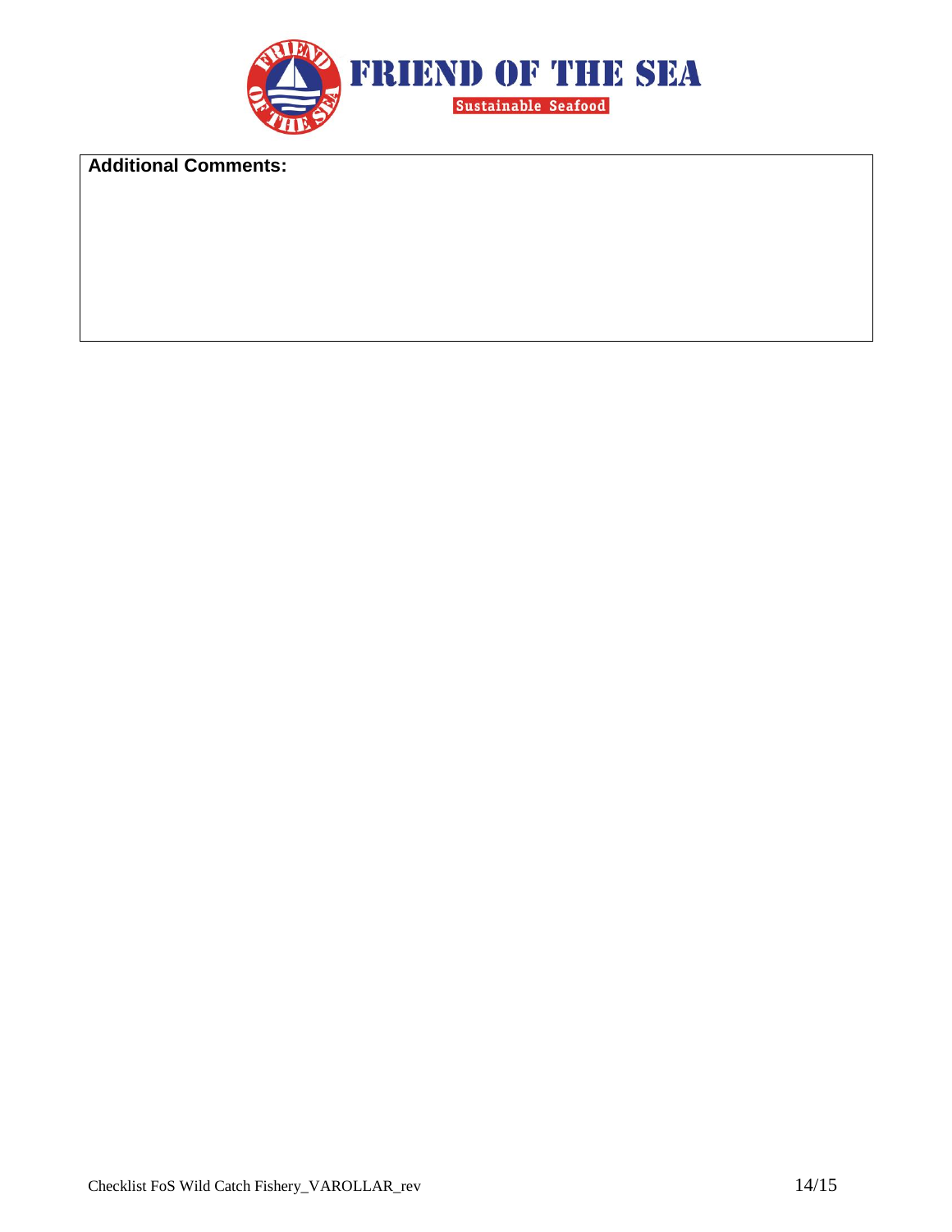| Additional Comments: |
| --- |
| |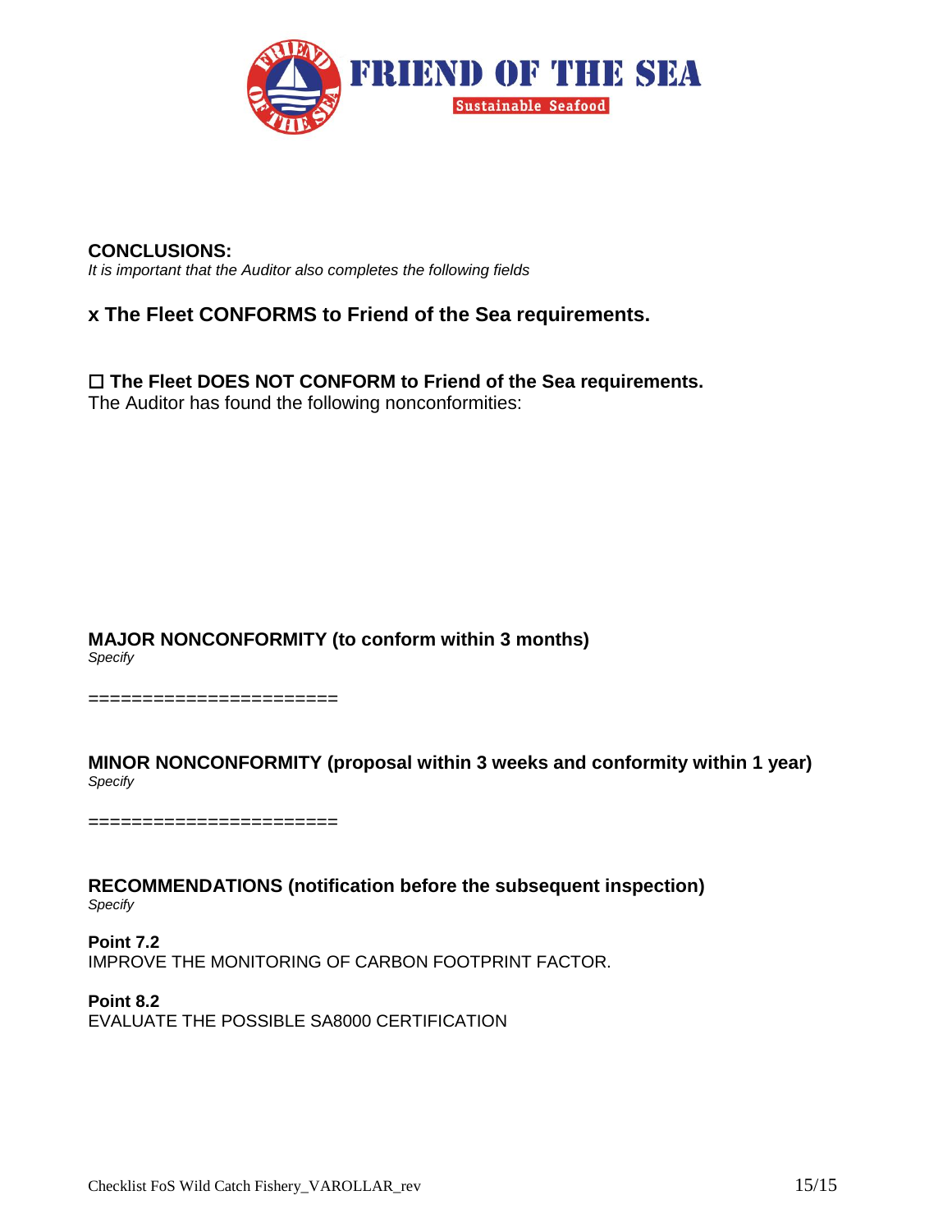**CONCLUSIONS:**
*It is important that the Auditor also completes the following fields*

**x The Fleet CONFORMS to Friend of the Sea requirements.**

**☐ The Fleet DOES NOT CONFORM to Friend of the Sea requirements.**
The Auditor has found the following nonconformities:

**MAJOR NONCONFORMITY (to conform within 3 months)**
*Specify*

======================

**MINOR NONCONFORMITY (proposal within 3 weeks and conformity within 1 year)**
*Specify*

======================

**RECOMMENDATIONS (notification before the subsequent inspection)**
*Specify*

**Point 7.2**
IMPROVE THE MONITORING OF CARBON FOOTPRINT FACTOR.

**Point 8.2**
EVALUATE THE POSSIBLE SA8000 CERTIFICATION